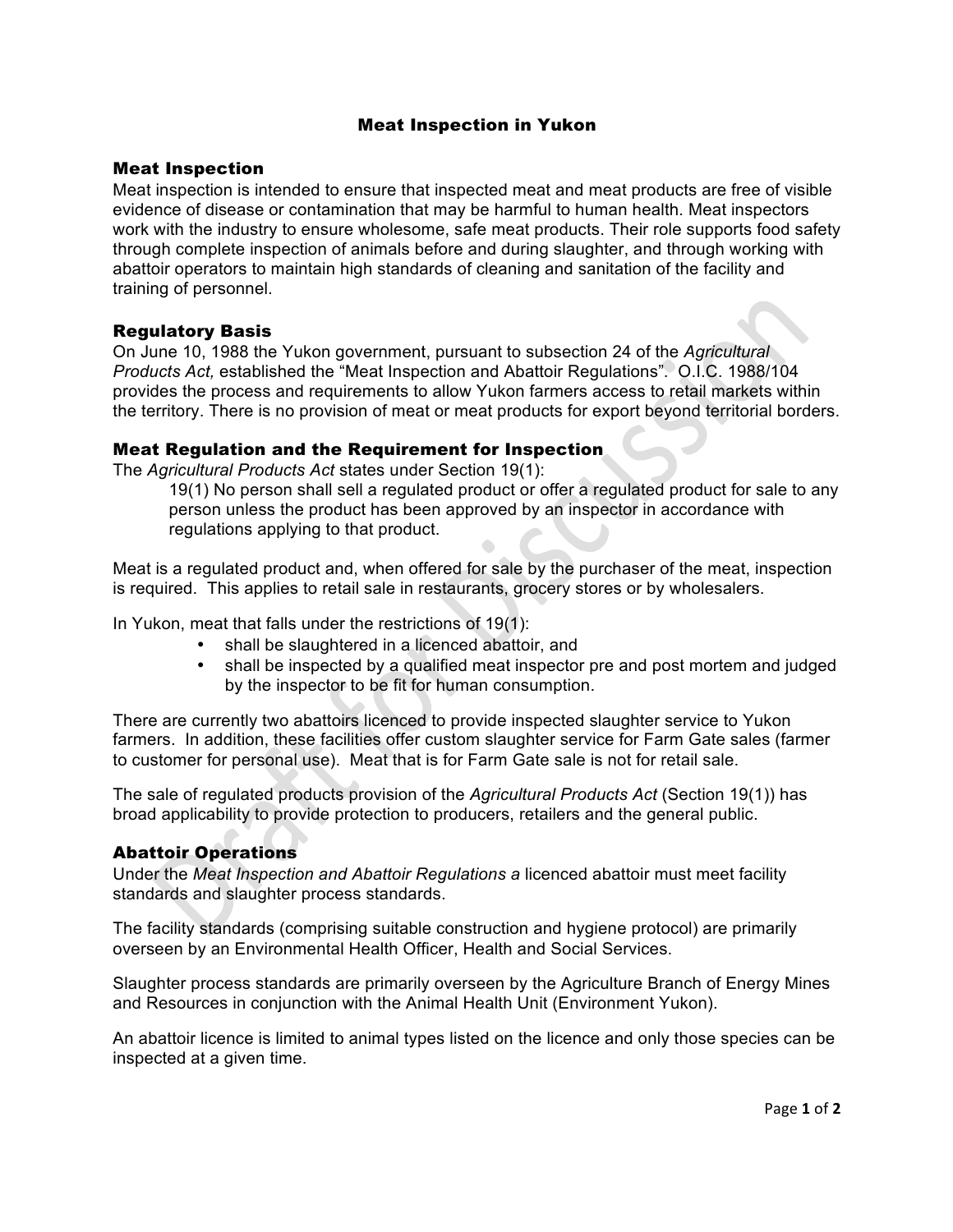# Meat Inspection in Yukon

## Meat Inspection

Meat inspection is intended to ensure that inspected meat and meat products are free of visible evidence of disease or contamination that may be harmful to human health. Meat inspectors work with the industry to ensure wholesome, safe meat products. Their role supports food safety through complete inspection of animals before and during slaughter, and through working with abattoir operators to maintain high standards of cleaning and sanitation of the facility and training of personnel.

## Regulatory Basis

On June 10, 1988 the Yukon government, pursuant to subsection 24 of the *Agricultural Products Act,* established the "Meat Inspection and Abattoir Regulations". O.I.C. 1988/104 provides the process and requirements to allow Yukon farmers access to retail markets within the territory. There is no provision of meat or meat products for export beyond territorial borders.

## Meat Regulation and the Requirement for Inspection

The *Agricultural Products Act* states under Section 19(1):

> 19(1) No person shall sell a regulated product or offer a regulated product for sale to any person unless the product has been approved by an inspector in accordance with regulations applying to that product.

Meat is a regulated product and, when offered for sale by the purchaser of the meat, inspection is required. This applies to retail sale in restaurants, grocery stores or by wholesalers.

In Yukon, meat that falls under the restrictions of 19(1):

- shall be slaughtered in a licenced abattoir, and
- shall be inspected by a qualified meat inspector pre and post mortem and judged by the inspector to be fit for human consumption.

There are currently two abattoirs licenced to provide inspected slaughter service to Yukon farmers. In addition, these facilities offer custom slaughter service for Farm Gate sales (farmer to customer for personal use). Meat that is for Farm Gate sale is not for retail sale.

The sale of regulated products provision of the *Agricultural Products Act* (Section 19(1)) has broad applicability to provide protection to producers, retailers and the general public.

## Abattoir Operations

Under the *Meat Inspection and Abattoir Regulations a* licenced abattoir must meet facility standards and slaughter process standards.

The facility standards (comprising suitable construction and hygiene protocol) are primarily overseen by an Environmental Health Officer, Health and Social Services.

Slaughter process standards are primarily overseen by the Agriculture Branch of Energy Mines and Resources in conjunction with the Animal Health Unit (Environment Yukon).

An abattoir licence is limited to animal types listed on the licence and only those species can be inspected at a given time.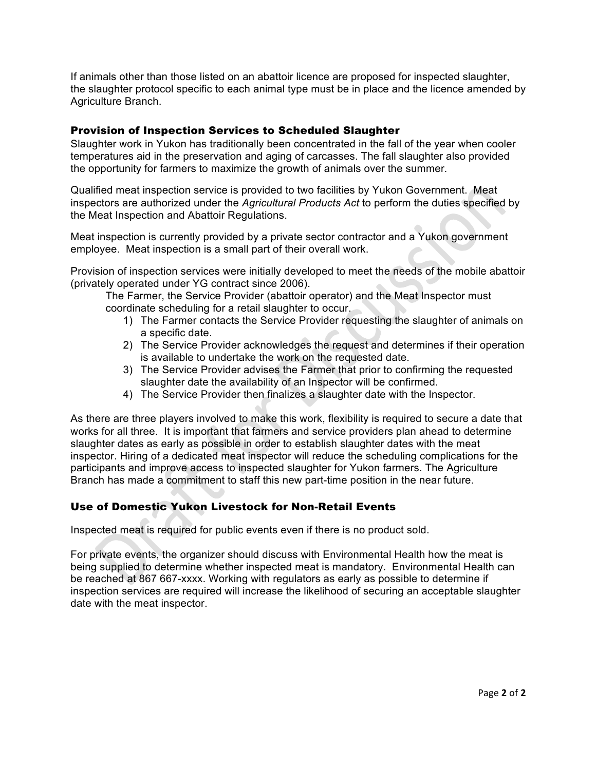If animals other than those listed on an abattoir licence are proposed for inspected slaughter, the slaughter protocol specific to each animal type must be in place and the licence amended by Agriculture Branch.

### Provision of Inspection Services to Scheduled Slaughter

Slaughter work in Yukon has traditionally been concentrated in the fall of the year when cooler temperatures aid in the preservation and aging of carcasses. The fall slaughter also provided the opportunity for farmers to maximize the growth of animals over the summer.

Qualified meat inspection service is provided to two facilities by Yukon Government. Meat inspectors are authorized under the *Agricultural Products Act* to perform the duties specified by the Meat Inspection and Abattoir Regulations.

Meat inspection is currently provided by a private sector contractor and a Yukon government employee. Meat inspection is a small part of their overall work.

Provision of inspection services were initially developed to meet the needs of the mobile abattoir (privately operated under YG contract since 2006).

The Farmer, the Service Provider (abattoir operator) and the Meat Inspector must coordinate scheduling for a retail slaughter to occur.

1) The Farmer contacts the Service Provider requesting the slaughter of animals on a specific date.
2) The Service Provider acknowledges the request and determines if their operation is available to undertake the work on the requested date.
3) The Service Provider advises the Farmer that prior to confirming the requested slaughter date the availability of an Inspector will be confirmed.
4) The Service Provider then finalizes a slaughter date with the Inspector.

As there are three players involved to make this work, flexibility is required to secure a date that works for all three. It is important that farmers and service providers plan ahead to determine slaughter dates as early as possible in order to establish slaughter dates with the meat inspector. Hiring of a dedicated meat inspector will reduce the scheduling complications for the participants and improve access to inspected slaughter for Yukon farmers. The Agriculture Branch has made a commitment to staff this new part-time position in the near future.

### Use of Domestic Yukon Livestock for Non-Retail Events

Inspected meat is required for public events even if there is no product sold.

For private events, the organizer should discuss with Environmental Health how the meat is being supplied to determine whether inspected meat is mandatory. Environmental Health can be reached at 867 667-xxxx. Working with regulators as early as possible to determine if inspection services are required will increase the likelihood of securing an acceptable slaughter date with the meat inspector.